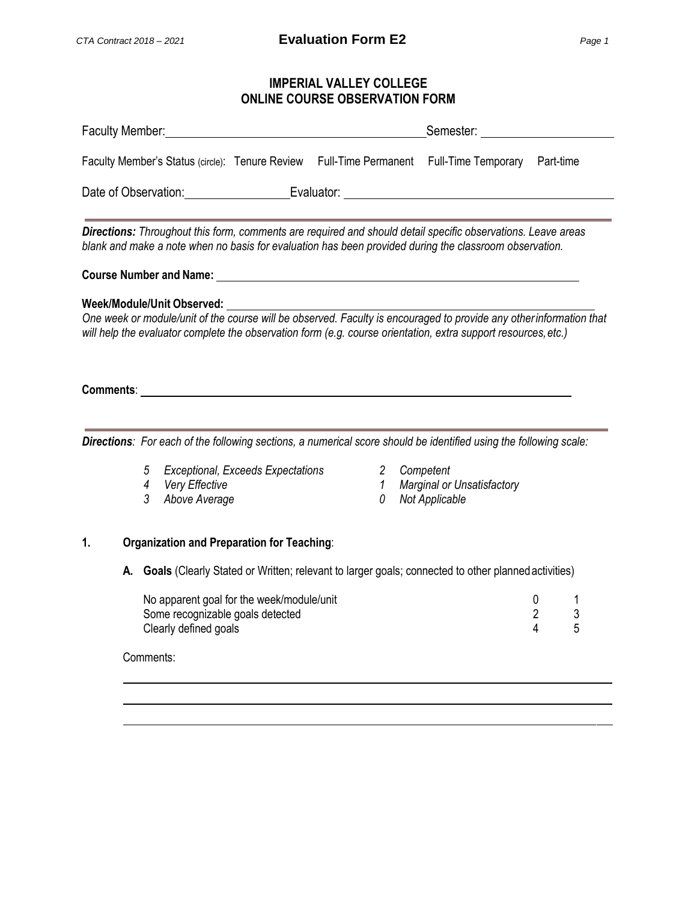# IMPERIAL VALLEY COLLEGE
# ONLINE COURSE OBSERVATION FORM

Faculty Member: ______________________________ Semester: ________________

Faculty Member's Status (circle): Tenure Review Full-Time Permanent Full-Time Temporary Part-time

Date of Observation: ____________ Evaluator: ______________________________

---

***Directions:*** *Throughout this form, comments are required and should detail specific observations. Leave areas blank and make a note when no basis for evaluation has been provided during the classroom observation.*

**Course Number and Name:** ______________________________

**Week/Module/Unit Observed:** ______________________________

*One week or module/unit of the course will be observed. Faculty is encouraged to provide any other information that will help the evaluator complete the observation form (e.g. course orientation, extra support resources, etc.)*

**Comments**: ______________________________

---

***Directions****: For each of the following sections, a numerical score should be identified using the following scale:*

- *5 Exceptional, Exceeds Expectations*
- *4 Very Effective*
- *3 Above Average*
- *2 Competent*
- *1 Marginal or Unsatisfactory*
- *0 Not Applicable*

## 1. Organization and Preparation for Teaching:

**A. Goals** (Clearly Stated or Written; relevant to larger goals; connected to other planned activities)

| | | |
|---|---|---|
| No apparent goal for the week/module/unit | 0 | 1 |
| Some recognizable goals detected | 2 | 3 |
| Clearly defined goals | 4 | 5 |

Comments:

______________________________

______________________________

______________________________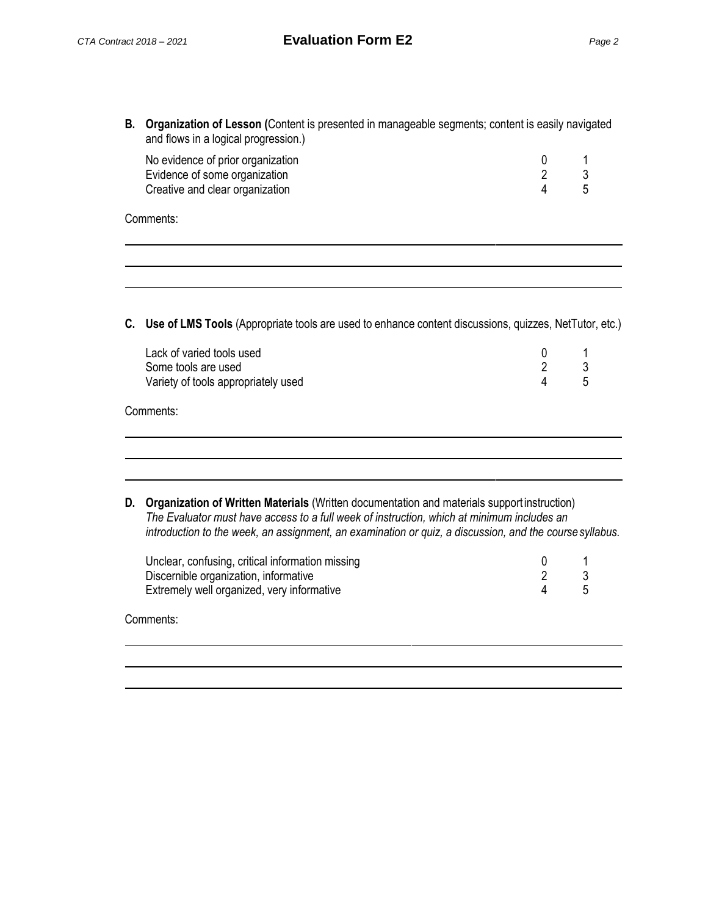**B. Organization of Lesson (**Content is presented in manageable segments; content is easily navigated and flows in a logical progression.)

| | | |
|---|---|---|
| No evidence of prior organization | 0 | 1 |
| Evidence of some organization | 2 | 3 |
| Creative and clear organization | 4 | 5 |

Comments:

______________________________________________________________________

______________________________________________________________________

______________________________________________________________________

**C. Use of LMS Tools** (Appropriate tools are used to enhance content discussions, quizzes, NetTutor, etc.)

| | | |
|---|---|---|
| Lack of varied tools used | 0 | 1 |
| Some tools are used | 2 | 3 |
| Variety of tools appropriately used | 4 | 5 |

Comments:

______________________________________________________________________

______________________________________________________________________

______________________________________________________________________

**D. Organization of Written Materials** (Written documentation and materials support instruction)
*The Evaluator must have access to a full week of instruction, which at minimum includes an introduction to the week, an assignment, an examination or quiz, a discussion, and the course syllabus.*

| | | |
|---|---|---|
| Unclear, confusing, critical information missing | 0 | 1 |
| Discernible organization, informative | 2 | 3 |
| Extremely well organized, very informative | 4 | 5 |

Comments:

______________________________________________________________________

______________________________________________________________________

______________________________________________________________________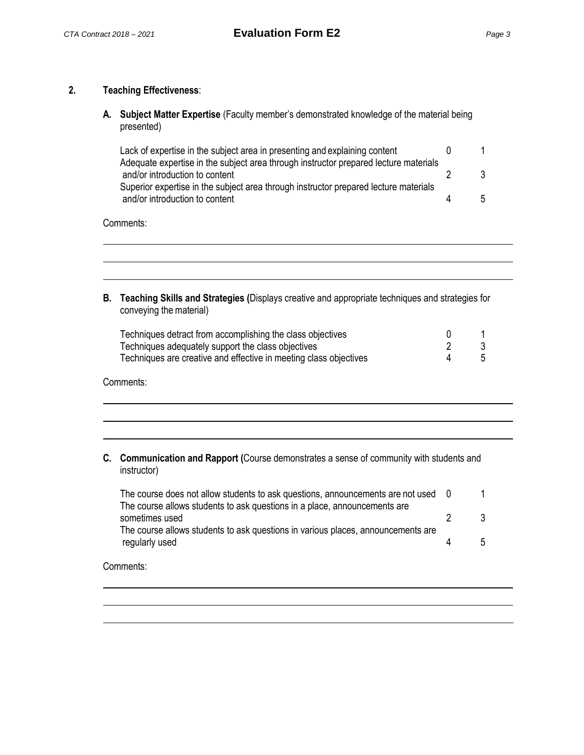## 2. Teaching Effectiveness:

**A. Subject Matter Expertise** (Faculty member's demonstrated knowledge of the material being presented)

| | | |
|---|---|---|
| Lack of expertise in the subject area in presenting and explaining content | 0 | 1 |
| Adequate expertise in the subject area through instructor prepared lecture materials and/or introduction to content | 2 | 3 |
| Superior expertise in the subject area through instructor prepared lecture materials and/or introduction to content | 4 | 5 |

Comments:

______________________________________________________________________

______________________________________________________________________

______________________________________________________________________

**B. Teaching Skills and Strategies (**Displays creative and appropriate techniques and strategies for conveying the material)

| | | |
|---|---|---|
| Techniques detract from accomplishing the class objectives | 0 | 1 |
| Techniques adequately support the class objectives | 2 | 3 |
| Techniques are creative and effective in meeting class objectives | 4 | 5 |

Comments:

______________________________________________________________________

______________________________________________________________________

______________________________________________________________________

**C. Communication and Rapport (**Course demonstrates a sense of community with students and instructor)

| | | |
|---|---|---|
| The course does not allow students to ask questions, announcements are not used | 0 | 1 |
| The course allows students to ask questions in a place, announcements are sometimes used | 2 | 3 |
| The course allows students to ask questions in various places, announcements are regularly used | 4 | 5 |

Comments:

______________________________________________________________________

______________________________________________________________________

______________________________________________________________________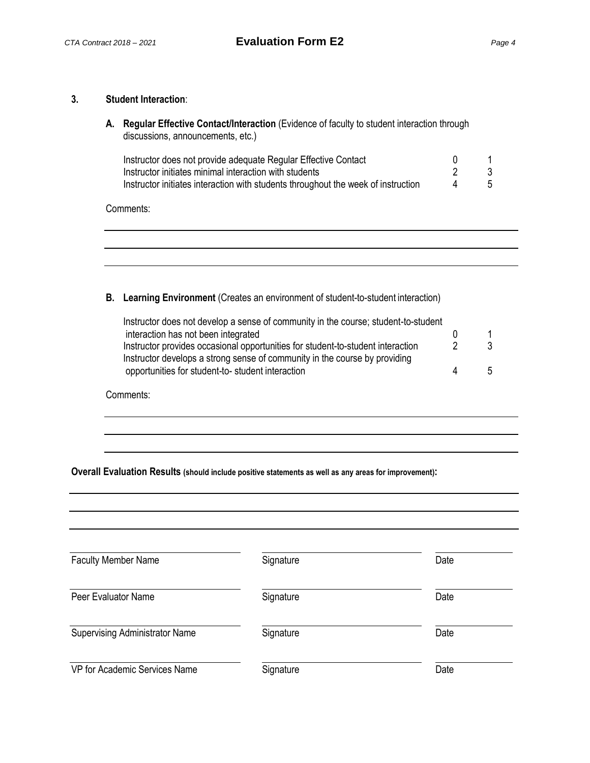**3. Student Interaction**:

**A. Regular Effective Contact/Interaction** (Evidence of faculty to student interaction through discussions, announcements, etc.)

| | | |
|---|---|---|
| Instructor does not provide adequate Regular Effective Contact | 0 | 1 |
| Instructor initiates minimal interaction with students | 2 | 3 |
| Instructor initiates interaction with students throughout the week of instruction | 4 | 5 |

Comments:

______________________________________________________________________

______________________________________________________________________

______________________________________________________________________

**B. Learning Environment** (Creates an environment of student-to-student interaction)

| | | |
|---|---|---|
| Instructor does not develop a sense of community in the course; student-to-student interaction has not been integrated | 0 | 1 |
| Instructor provides occasional opportunities for student-to-student interaction | 2 | 3 |
| Instructor develops a strong sense of community in the course by providing opportunities for student-to- student interaction | 4 | 5 |

Comments:

______________________________________________________________________

______________________________________________________________________

______________________________________________________________________

**Overall Evaluation Results (should include positive statements as well as any areas for improvement):**

______________________________________________________________________

______________________________________________________________________

______________________________________________________________________

| | | |
|---|---|---|
| Faculty Member Name | Signature | Date |
| Peer Evaluator Name | Signature | Date |
| Supervising Administrator Name | Signature | Date |
| VP for Academic Services Name | Signature | Date |